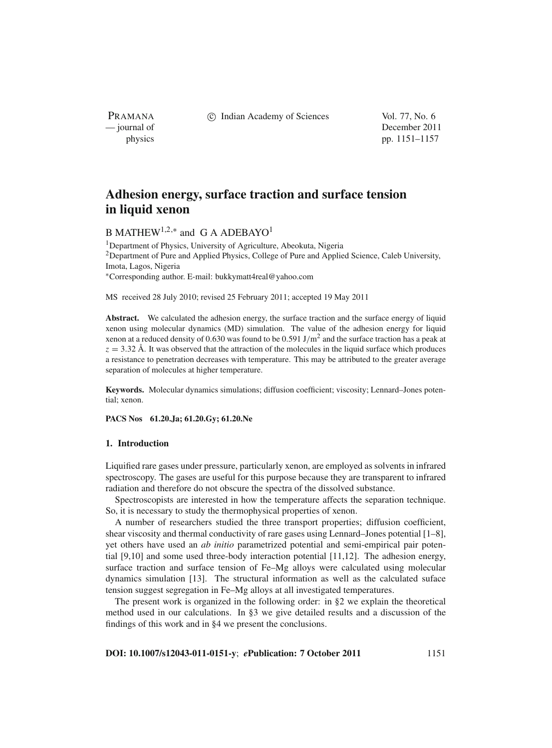# Adhesion energy, surface traction and surface tension in liquid xenon

B MATHEW[1,2,*] and G A ADEBAYO[1]

[1]Department of Physics, University of Agriculture, Abeokuta, Nigeria
[2]Department of Pure and Applied Physics, College of Pure and Applied Science, Caleb University, Imota, Lagos, Nigeria
*Corresponding author. E-mail: bukkymatt4real@yahoo.com

MS received 28 July 2010; revised 25 February 2011; accepted 19 May 2011

**Abstract.** We calculated the adhesion energy, the surface traction and the surface energy of liquid xenon using molecular dynamics (MD) simulation. The value of the adhesion energy for liquid xenon at a reduced density of 0.630 was found to be 0.591 $J/m^2$ and the surface traction has a peak at $z = 3.32$ Å. It was observed that the attraction of the molecules in the liquid surface which produces a resistance to penetration decreases with temperature. This may be attributed to the greater average separation of molecules at higher temperature.

**Keywords.** Molecular dynamics simulations; diffusion coefficient; viscosity; Lennard–Jones potential; xenon.

**PACS Nos** 61.20.Ja; 61.20.Gy; 61.20.Ne

## 1. Introduction

Liquified rare gases under pressure, particularly xenon, are employed as solvents in infrared spectroscopy. The gases are useful for this purpose because they are transparent to infrared radiation and therefore do not obscure the spectra of the dissolved substance.

Spectroscopists are interested in how the temperature affects the separation technique. So, it is necessary to study the thermophysical properties of xenon.

A number of researchers studied the three transport properties; diffusion coefficient, shear viscosity and thermal conductivity of rare gases using Lennard–Jones potential [1–8], yet others have used an *ab initio* parametrized potential and semi-empirical pair potential [9,10] and some used three-body interaction potential [11,12]. The adhesion energy, surface traction and surface tension of Fe–Mg alloys were calculated using molecular dynamics simulation [13]. The structural information as well as the calculated suface tension suggest segregation in Fe–Mg alloys at all investigated temperatures.

The present work is organized in the following order: in §2 we explain the theoretical method used in our calculations. In §3 we give detailed results and a discussion of the findings of this work and in §4 we present the conclusions.

**DOI: 10.1007/s12043-011-0151-y**; ***e*Publication: 7 October 2011**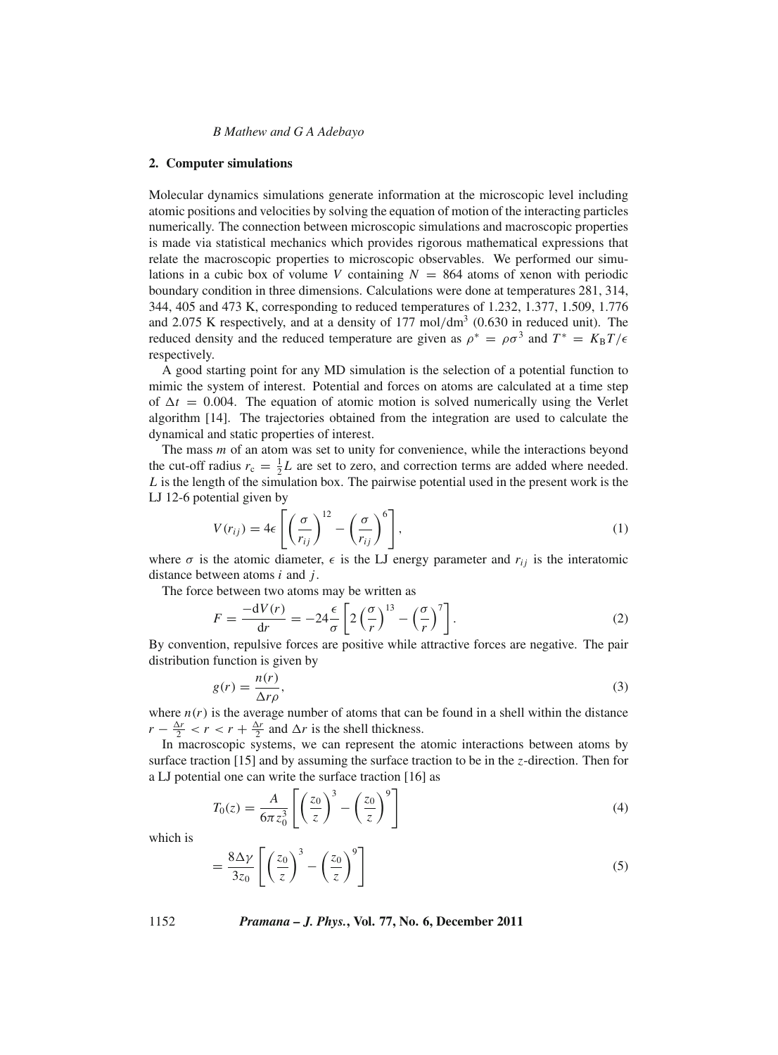## 2. Computer simulations

Molecular dynamics simulations generate information at the microscopic level including atomic positions and velocities by solving the equation of motion of the interacting particles numerically. The connection between microscopic simulations and macroscopic properties is made via statistical mechanics which provides rigorous mathematical expressions that relate the macroscopic properties to microscopic observables. We performed our simulations in a cubic box of volume $V$ containing $N = 864$ atoms of xenon with periodic boundary condition in three dimensions. Calculations were done at temperatures 281, 314, 344, 405 and 473 K, corresponding to reduced temperatures of 1.232, 1.377, 1.509, 1.776 and 2.075 K respectively, and at a density of 177 mol/dm$^3$ (0.630 in reduced unit). The reduced density and the reduced temperature are given as $\rho^* = \rho\sigma^3$ and $T^* = K_B T/\epsilon$ respectively.

A good starting point for any MD simulation is the selection of a potential function to mimic the system of interest. Potential and forces on atoms are calculated at a time step of $\Delta t = 0.004$. The equation of atomic motion is solved numerically using the Verlet algorithm [14]. The trajectories obtained from the integration are used to calculate the dynamical and static properties of interest.

The mass $m$ of an atom was set to unity for convenience, while the interactions beyond the cut-off radius $r_c = \frac{1}{2}L$ are set to zero, and correction terms are added where needed. $L$ is the length of the simulation box. The pairwise potential used in the present work is the LJ 12-6 potential given by

$$V(r_{ij}) = 4\epsilon \left[ \left( \frac{\sigma}{r_{ij}} \right)^{12} - \left( \frac{\sigma}{r_{ij}} \right)^{6} \right], \tag{1}$$

where $\sigma$ is the atomic diameter, $\epsilon$ is the LJ energy parameter and $r_{ij}$ is the interatomic distance between atoms $i$ and $j$.

The force between two atoms may be written as

$$F = \frac{-\mathrm{d}V(r)}{\mathrm{d}r} = -24\frac{\epsilon}{\sigma} \left[ 2\left( \frac{\sigma}{r} \right)^{13} - \left( \frac{\sigma}{r} \right)^{7} \right]. \tag{2}$$

By convention, repulsive forces are positive while attractive forces are negative. The pair distribution function is given by

$$g(r) = \frac{n(r)}{\Delta r \rho}, \tag{3}$$

where $n(r)$ is the average number of atoms that can be found in a shell within the distance $r - \frac{\Delta r}{2} < r < r + \frac{\Delta r}{2}$ and $\Delta r$ is the shell thickness.

In macroscopic systems, we can represent the atomic interactions between atoms by surface traction [15] and by assuming the surface traction to be in the $z$-direction. Then for a LJ potential one can write the surface traction [16] as

$$T_0(z) = \frac{A}{6\pi z_0^3} \left[ \left( \frac{z_0}{z} \right)^{3} - \left( \frac{z_0}{z} \right)^{9} \right] \tag{4}$$

which is

$$= \frac{8\Delta\gamma}{3z_0} \left[ \left( \frac{z_0}{z} \right)^{3} - \left( \frac{z_0}{z} \right)^{9} \right] \tag{5}$$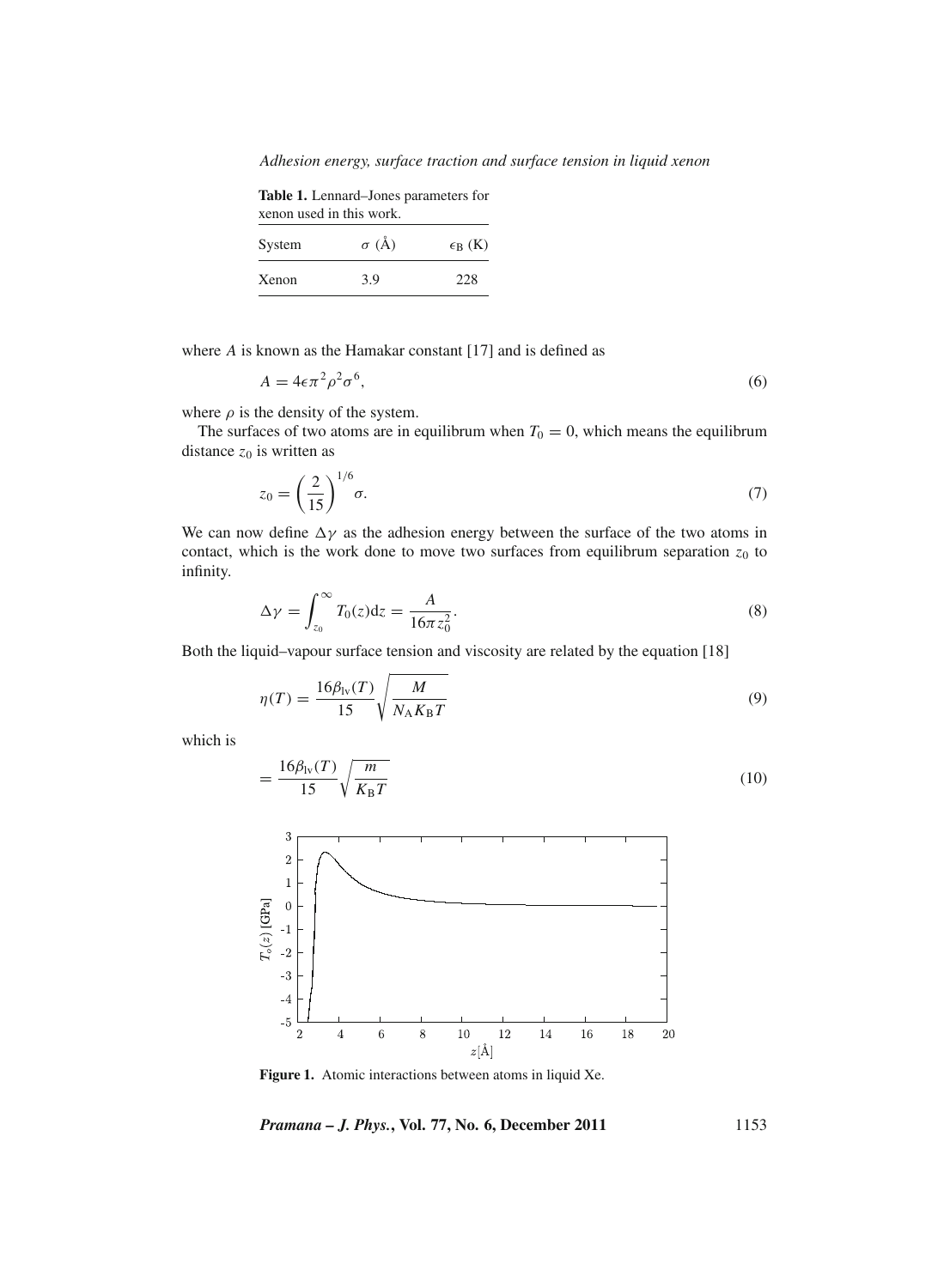**Table 1.** Lennard–Jones parameters for xenon used in this work.

| System | $\sigma$ (Å) | $\epsilon_B$ (K) |
|---|---|---|
| Xenon | 3.9 | 228 |

where $A$ is known as the Hamakar constant [17] and is defined as

$$A = 4\epsilon\pi^2\rho^2\sigma^6, \tag{6}$$

where $\rho$ is the density of the system.

The surfaces of two atoms are in equilibrum when $T_0 = 0$, which means the equilibrum distance $z_0$ is written as

$$z_0 = \left(\frac{2}{15}\right)^{1/6}\sigma. \tag{7}$$

We can now define $\Delta\gamma$ as the adhesion energy between the surface of the two atoms in contact, which is the work done to move two surfaces from equilibrum separation $z_0$ to infinity.

$$\Delta\gamma = \int_{z_0}^{\infty} T_0(z)\mathrm{d}z = \frac{A}{16\pi z_0^2}. \tag{8}$$

Both the liquid–vapour surface tension and viscosity are related by the equation [18]

$$\eta(T) = \frac{16\beta_{\mathrm{lv}}(T)}{15}\sqrt{\frac{M}{N_{\mathrm{A}}K_{\mathrm{B}}T}} \tag{9}$$

which is

$$= \frac{16\beta_{\mathrm{lv}}(T)}{15}\sqrt{\frac{m}{K_{\mathrm{B}}T}} \tag{10}$$

**Figure 1.** Atomic interactions between atoms in liquid Xe.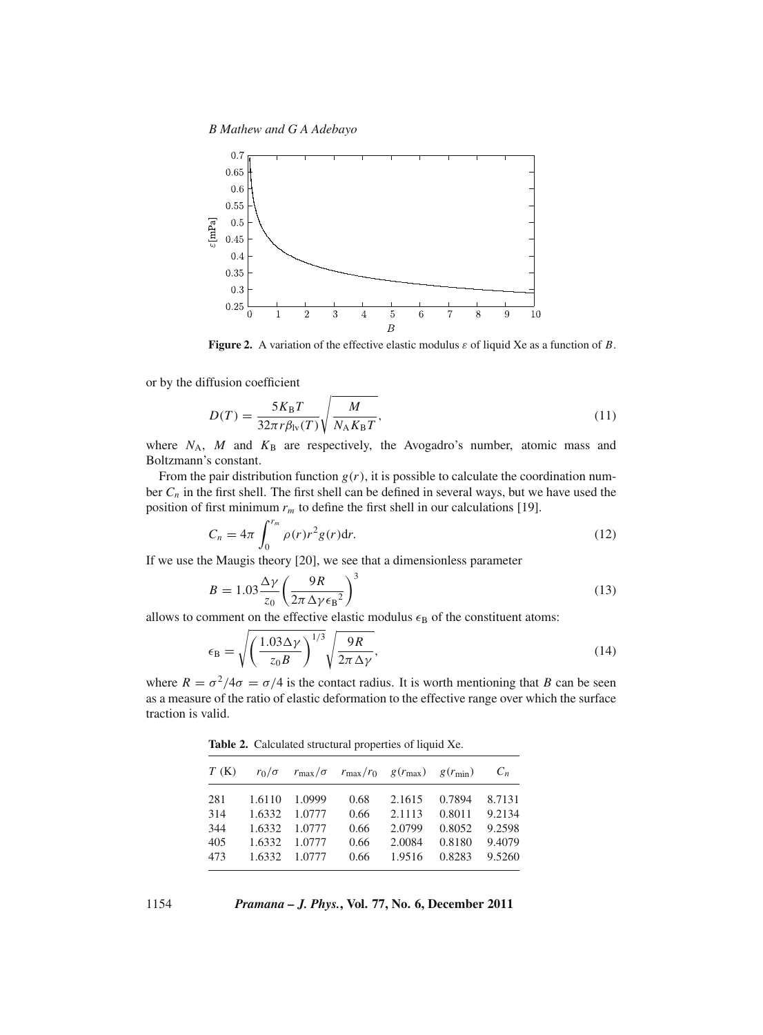**Figure 2.** A variation of the effective elastic modulus $\varepsilon$ of liquid Xe as a function of $B$.

or by the diffusion coefficient

$$D(T) = \frac{5K_{\mathrm{B}}T}{32\pi r\beta_{\mathrm{lv}}(T)}\sqrt{\frac{M}{N_{\mathrm{A}}K_{\mathrm{B}}T}}, \tag{11}$$

where $N_{\mathrm{A}}$, $M$ and $K_{\mathrm{B}}$ are respectively, the Avogadro's number, atomic mass and Boltzmann's constant.

From the pair distribution function $g(r)$, it is possible to calculate the coordination number $C_n$ in the first shell. The first shell can be defined in several ways, but we have used the position of first minimum $r_m$ to define the first shell in our calculations [19].

$$C_n = 4\pi \int_0^{r_m} \rho(r) r^2 g(r) \mathrm{d}r. \tag{12}$$

If we use the Maugis theory [20], we see that a dimensionless parameter

$$B = 1.03 \frac{\Delta\gamma}{z_0} \left( \frac{9R}{2\pi\,\Delta\gamma\,\epsilon_{\mathrm{B}}{}^2} \right)^3 \tag{13}$$

allows to comment on the effective elastic modulus $\epsilon_{\mathrm{B}}$ of the constituent atoms:

$$\epsilon_{\mathrm{B}} = \sqrt{\left( \frac{1.03\Delta\gamma}{z_0 B} \right)^{1/3}} \sqrt{\frac{9R}{2\pi\,\Delta\gamma}}, \tag{14}$$

where $R = \sigma^2/4\sigma = \sigma/4$ is the contact radius. It is worth mentioning that $B$ can be seen as a measure of the ratio of elastic deformation to the effective range over which the surface traction is valid.

**Table 2.** Calculated structural properties of liquid Xe.

| $T$ (K) | $r_0/\sigma$ | $r_{\max}/\sigma$ | $r_{\max}/r_0$ | $g(r_{\max})$ | $g(r_{\min})$ | $C_n$ |
|---|---|---|---|---|---|---|
| 281 | 1.6110 | 1.0999 | 0.68 | 2.1615 | 0.7894 | 8.7131 |
| 314 | 1.6332 | 1.0777 | 0.66 | 2.1113 | 0.8011 | 9.2134 |
| 344 | 1.6332 | 1.0777 | 0.66 | 2.0799 | 0.8052 | 9.2598 |
| 405 | 1.6332 | 1.0777 | 0.66 | 2.0084 | 0.8180 | 9.4079 |
| 473 | 1.6332 | 1.0777 | 0.66 | 1.9516 | 0.8283 | 9.5260 |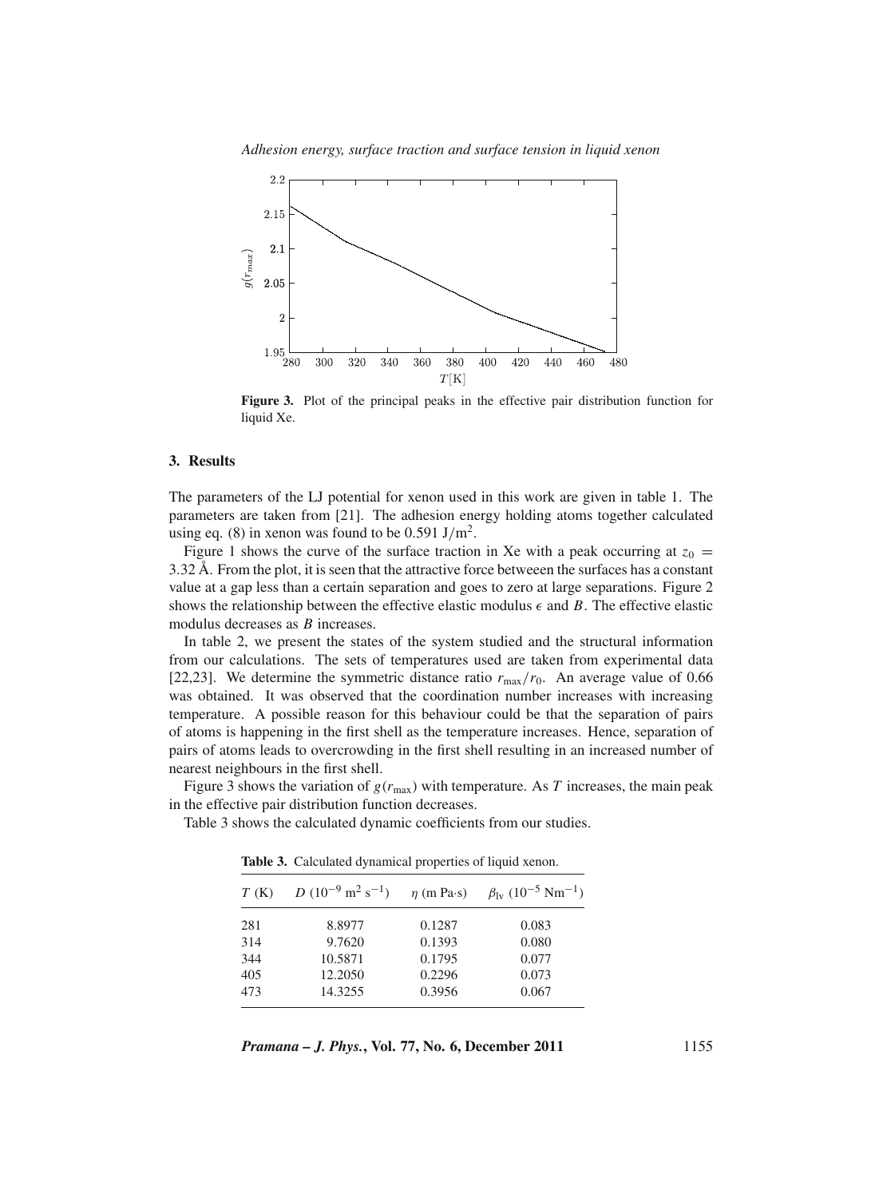**Figure 3.** Plot of the principal peaks in the effective pair distribution function for liquid Xe.

## 3. Results

The parameters of the LJ potential for xenon used in this work are given in table 1. The parameters are taken from [21]. The adhesion energy holding atoms together calculated using eq. (8) in xenon was found to be 0.591 J/m$^2$.

Figure 1 shows the curve of the surface traction in Xe with a peak occurring at $z_0 = 3.32$ Å. From the plot, it is seen that the attractive force betweeen the surfaces has a constant value at a gap less than a certain separation and goes to zero at large separations. Figure 2 shows the relationship between the effective elastic modulus $\epsilon$ and $B$. The effective elastic modulus decreases as $B$ increases.

In table 2, we present the states of the system studied and the structural information from our calculations. The sets of temperatures used are taken from experimental data [22,23]. We determine the symmetric distance ratio $r_{\max}/r_0$. An average value of 0.66 was obtained. It was observed that the coordination number increases with increasing temperature. A possible reason for this behaviour could be that the separation of pairs of atoms is happening in the first shell as the temperature increases. Hence, separation of pairs of atoms leads to overcrowding in the first shell resulting in an increased number of nearest neighbours in the first shell.

Figure 3 shows the variation of $g(r_{\max})$ with temperature. As $T$ increases, the main peak in the effective pair distribution function decreases.

Table 3 shows the calculated dynamic coefficients from our studies.

**Table 3.** Calculated dynamical properties of liquid xenon.

| $T$ (K) | $D$ ($10^{-9}$ m$^2$ s$^{-1}$) | $\eta$ (m Pa·s) | $\beta_{\text{lv}}$ ($10^{-5}$ Nm$^{-1}$) |
|---|---|---|---|
| 281 | 8.8977 | 0.1287 | 0.083 |
| 314 | 9.7620 | 0.1393 | 0.080 |
| 344 | 10.5871 | 0.1795 | 0.077 |
| 405 | 12.2050 | 0.2296 | 0.073 |
| 473 | 14.3255 | 0.3956 | 0.067 |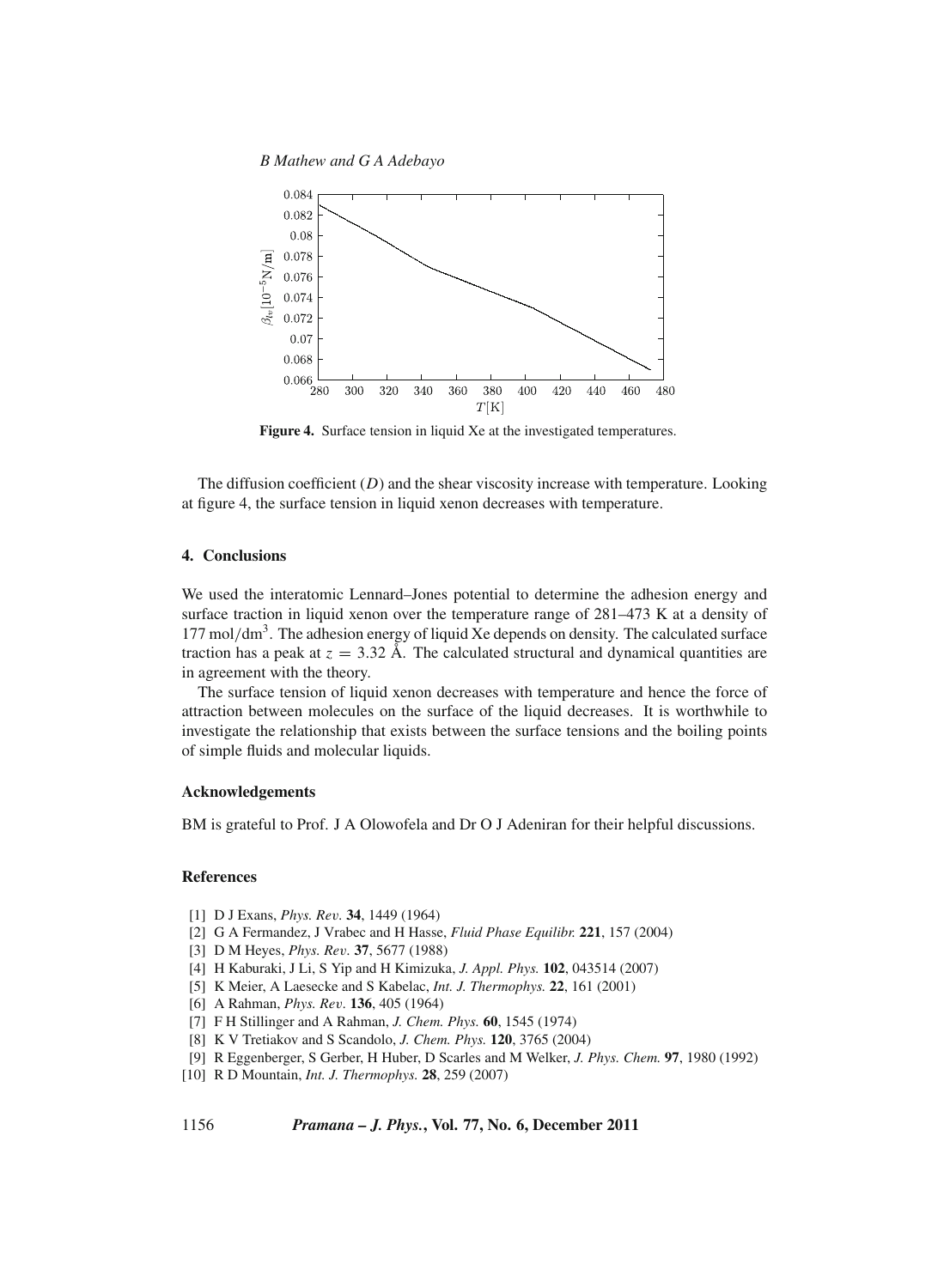Figure 4. Surface tension in liquid Xe at the investigated temperatures.

The diffusion coefficient ($D$) and the shear viscosity increase with temperature. Looking at figure 4, the surface tension in liquid xenon decreases with temperature.

## 4. Conclusions

We used the interatomic Lennard–Jones potential to determine the adhesion energy and surface traction in liquid xenon over the temperature range of 281–473 K at a density of 177 mol/dm$^3$. The adhesion energy of liquid Xe depends on density. The calculated surface traction has a peak at $z = 3.32$ Å. The calculated structural and dynamical quantities are in agreement with the theory.

The surface tension of liquid xenon decreases with temperature and hence the force of attraction between molecules on the surface of the liquid decreases. It is worthwhile to investigate the relationship that exists between the surface tensions and the boiling points of simple fluids and molecular liquids.

### Acknowledgements

BM is grateful to Prof. J A Olowofela and Dr O J Adeniran for their helpful discussions.

### References

[1] D J Exans, *Phys. Rev.* **34**, 1449 (1964)
[2] G A Fermandez, J Vrabec and H Hasse, *Fluid Phase Equilibr.* **221**, 157 (2004)
[3] D M Heyes, *Phys. Rev.* **37**, 5677 (1988)
[4] H Kaburaki, J Li, S Yip and H Kimizuka, *J. Appl. Phys.* **102**, 043514 (2007)
[5] K Meier, A Laesecke and S Kabelac, *Int. J. Thermophys.* **22**, 161 (2001)
[6] A Rahman, *Phys. Rev.* **136**, 405 (1964)
[7] F H Stillinger and A Rahman, *J. Chem. Phys.* **60**, 1545 (1974)
[8] K V Tretiakov and S Scandolo, *J. Chem. Phys.* **120**, 3765 (2004)
[9] R Eggenberger, S Gerber, H Huber, D Scarles and M Welker, *J. Phys. Chem.* **97**, 1980 (1992)
[10] R D Mountain, *Int. J. Thermophys.* **28**, 259 (2007)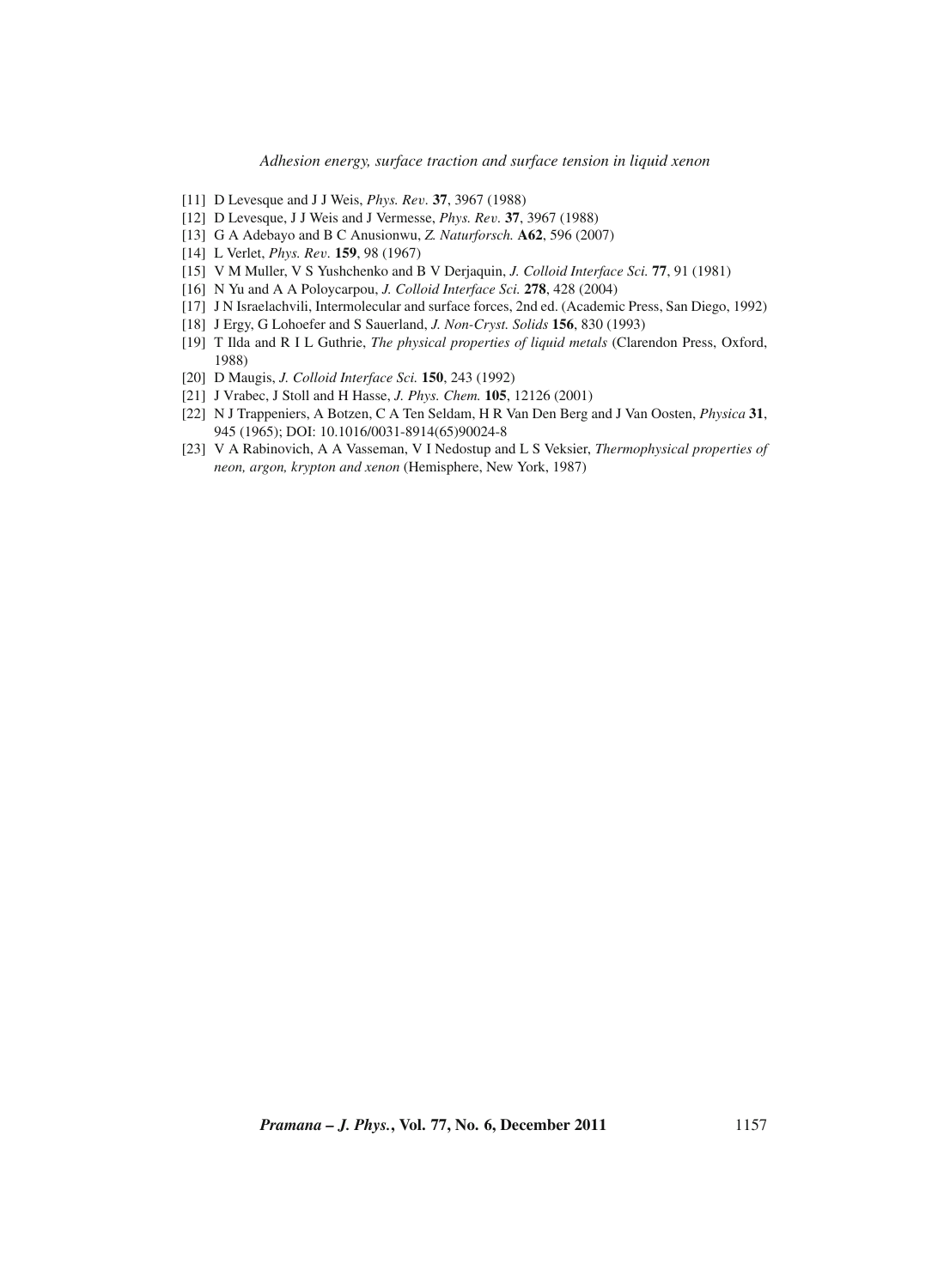[11] D Levesque and J J Weis, *Phys. Rev.* **37**, 3967 (1988)

[12] D Levesque, J J Weis and J Vermesse, *Phys. Rev.* **37**, 3967 (1988)

[13] G A Adebayo and B C Anusionwu, *Z. Naturforsch.* **A62**, 596 (2007)

[14] L Verlet, *Phys. Rev.* **159**, 98 (1967)

[15] V M Muller, V S Yushchenko and B V Derjaquin, *J. Colloid Interface Sci.* **77**, 91 (1981)

[16] N Yu and A A Poloycarpou, *J. Colloid Interface Sci.* **278**, 428 (2004)

[17] J N Israelachvili, Intermolecular and surface forces, 2nd ed. (Academic Press, San Diego, 1992)

[18] J Ergy, G Lohoefer and S Sauerland, *J. Non-Cryst. Solids* **156**, 830 (1993)

[19] T Ilda and R I L Guthrie, *The physical properties of liquid metals* (Clarendon Press, Oxford, 1988)

[20] D Maugis, *J. Colloid Interface Sci.* **150**, 243 (1992)

[21] J Vrabec, J Stoll and H Hasse, *J. Phys. Chem.* **105**, 12126 (2001)

[22] N J Trappeniers, A Botzen, C A Ten Seldam, H R Van Den Berg and J Van Oosten, *Physica* **31**, 945 (1965); DOI: 10.1016/0031-8914(65)90024-8

[23] V A Rabinovich, A A Vasseman, V I Nedostup and L S Veksier, *Thermophysical properties of neon, argon, krypton and xenon* (Hemisphere, New York, 1987)